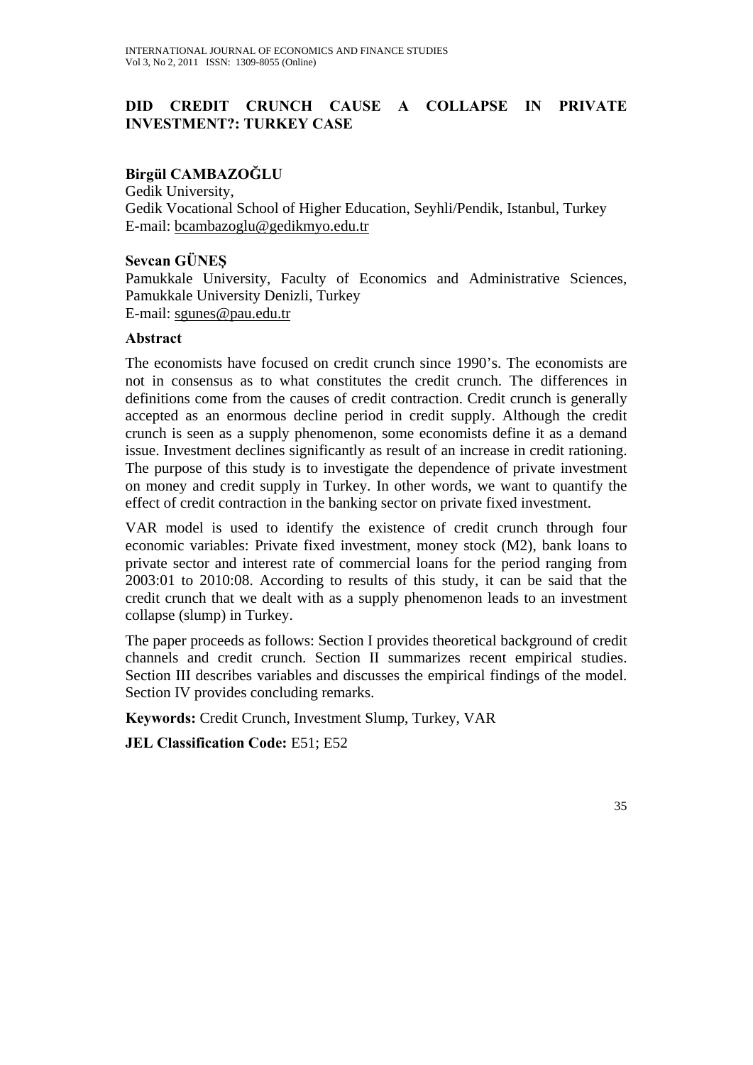# DID CREDIT CRUNCH CAUSE A COLLAPSE IN PRIVATE INVESTMENT?: TURKEY CASE

**Birgül CAMBAZOĞLU**

Gedik University,
Gedik Vocational School of Higher Education, Seyhli/Pendik, Istanbul, Turkey
E-mail: bcambazoglu@gedikmyo.edu.tr

**Sevcan GÜNEŞ**

Pamukkale University, Faculty of Economics and Administrative Sciences, Pamukkale University Denizli, Turkey
E-mail: sgunes@pau.edu.tr

## Abstract

The economists have focused on credit crunch since 1990's. The economists are not in consensus as to what constitutes the credit crunch. The differences in definitions come from the causes of credit contraction. Credit crunch is generally accepted as an enormous decline period in credit supply. Although the credit crunch is seen as a supply phenomenon, some economists define it as a demand issue. Investment declines significantly as result of an increase in credit rationing. The purpose of this study is to investigate the dependence of private investment on money and credit supply in Turkey. In other words, we want to quantify the effect of credit contraction in the banking sector on private fixed investment.

VAR model is used to identify the existence of credit crunch through four economic variables: Private fixed investment, money stock (M2), bank loans to private sector and interest rate of commercial loans for the period ranging from 2003:01 to 2010:08. According to results of this study, it can be said that the credit crunch that we dealt with as a supply phenomenon leads to an investment collapse (slump) in Turkey.

The paper proceeds as follows: Section I provides theoretical background of credit channels and credit crunch. Section II summarizes recent empirical studies. Section III describes variables and discusses the empirical findings of the model. Section IV provides concluding remarks.

**Keywords:** Credit Crunch, Investment Slump, Turkey, VAR

**JEL Classification Code:** E51; E52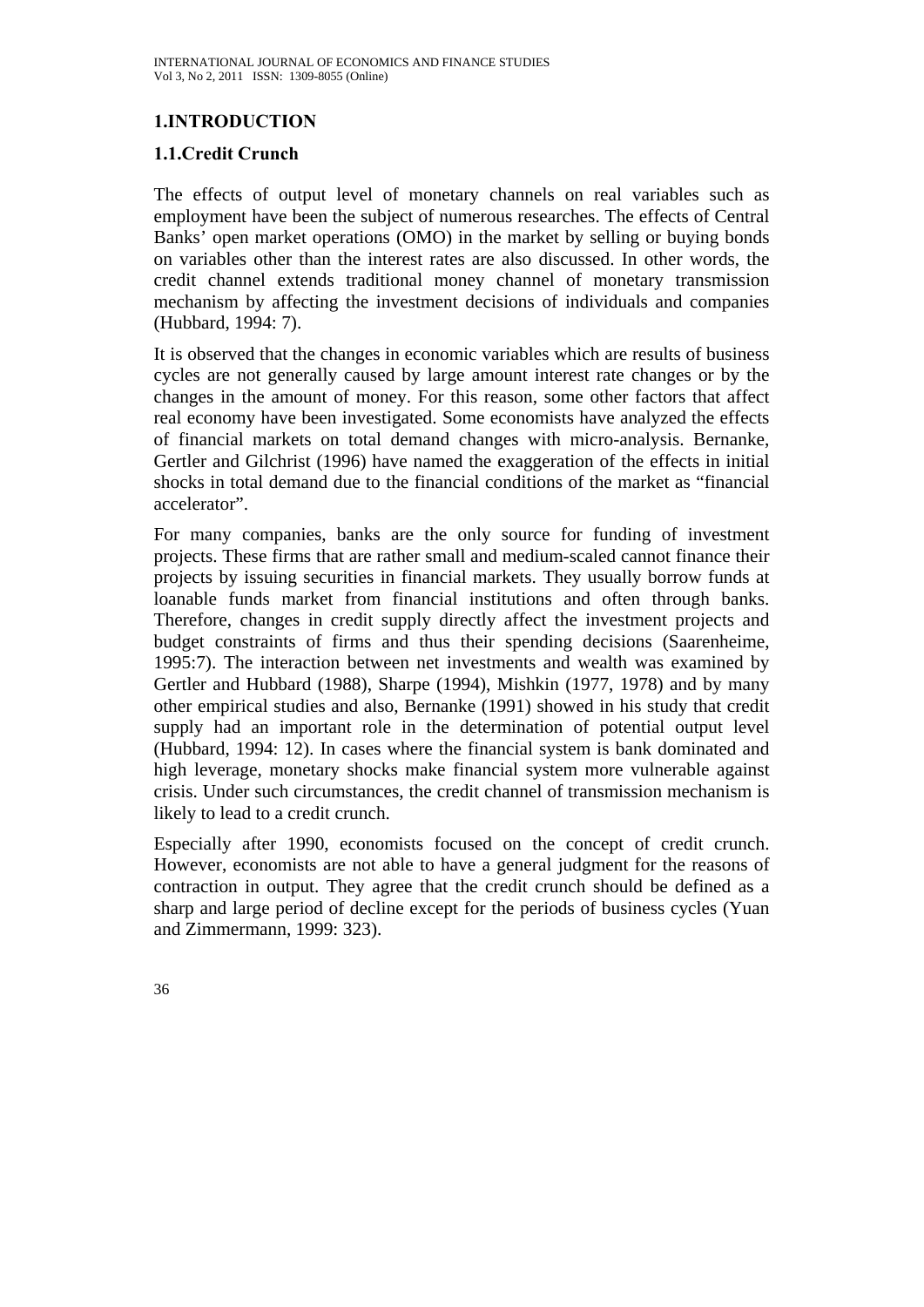# 1.INTRODUCTION

## 1.1.Credit Crunch

The effects of output level of monetary channels on real variables such as employment have been the subject of numerous researches. The effects of Central Banks' open market operations (OMO) in the market by selling or buying bonds on variables other than the interest rates are also discussed. In other words, the credit channel extends traditional money channel of monetary transmission mechanism by affecting the investment decisions of individuals and companies (Hubbard, 1994: 7).

It is observed that the changes in economic variables which are results of business cycles are not generally caused by large amount interest rate changes or by the changes in the amount of money. For this reason, some other factors that affect real economy have been investigated. Some economists have analyzed the effects of financial markets on total demand changes with micro-analysis. Bernanke, Gertler and Gilchrist (1996) have named the exaggeration of the effects in initial shocks in total demand due to the financial conditions of the market as "financial accelerator".

For many companies, banks are the only source for funding of investment projects. These firms that are rather small and medium-scaled cannot finance their projects by issuing securities in financial markets. They usually borrow funds at loanable funds market from financial institutions and often through banks. Therefore, changes in credit supply directly affect the investment projects and budget constraints of firms and thus their spending decisions (Saarenheime, 1995:7). The interaction between net investments and wealth was examined by Gertler and Hubbard (1988), Sharpe (1994), Mishkin (1977, 1978) and by many other empirical studies and also, Bernanke (1991) showed in his study that credit supply had an important role in the determination of potential output level (Hubbard, 1994: 12). In cases where the financial system is bank dominated and high leverage, monetary shocks make financial system more vulnerable against crisis. Under such circumstances, the credit channel of transmission mechanism is likely to lead to a credit crunch.

Especially after 1990, economists focused on the concept of credit crunch. However, economists are not able to have a general judgment for the reasons of contraction in output. They agree that the credit crunch should be defined as a sharp and large period of decline except for the periods of business cycles (Yuan and Zimmermann, 1999: 323).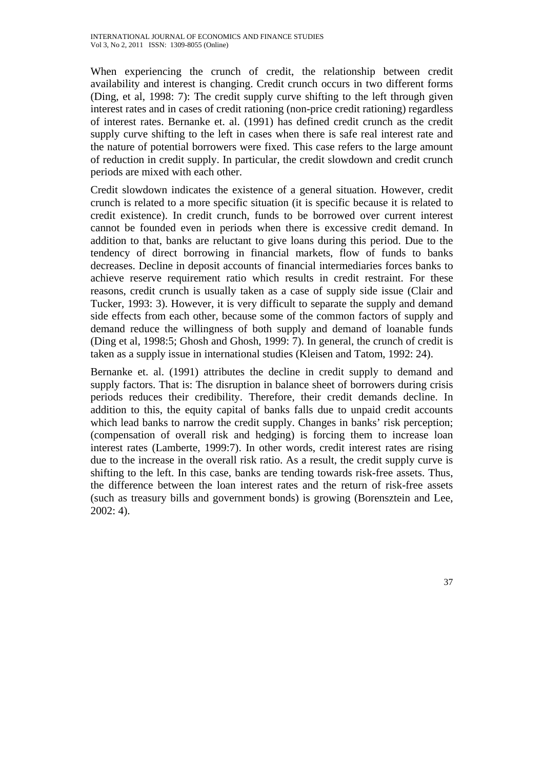When experiencing the crunch of credit, the relationship between credit availability and interest is changing. Credit crunch occurs in two different forms (Ding, et al, 1998: 7): The credit supply curve shifting to the left through given interest rates and in cases of credit rationing (non-price credit rationing) regardless of interest rates. Bernanke et. al. (1991) has defined credit crunch as the credit supply curve shifting to the left in cases when there is safe real interest rate and the nature of potential borrowers were fixed. This case refers to the large amount of reduction in credit supply. In particular, the credit slowdown and credit crunch periods are mixed with each other.

Credit slowdown indicates the existence of a general situation. However, credit crunch is related to a more specific situation (it is specific because it is related to credit existence). In credit crunch, funds to be borrowed over current interest cannot be founded even in periods when there is excessive credit demand. In addition to that, banks are reluctant to give loans during this period. Due to the tendency of direct borrowing in financial markets, flow of funds to banks decreases. Decline in deposit accounts of financial intermediaries forces banks to achieve reserve requirement ratio which results in credit restraint. For these reasons, credit crunch is usually taken as a case of supply side issue (Clair and Tucker, 1993: 3). However, it is very difficult to separate the supply and demand side effects from each other, because some of the common factors of supply and demand reduce the willingness of both supply and demand of loanable funds (Ding et al, 1998:5; Ghosh and Ghosh, 1999: 7). In general, the crunch of credit is taken as a supply issue in international studies (Kleisen and Tatom, 1992: 24).

Bernanke et. al. (1991) attributes the decline in credit supply to demand and supply factors. That is: The disruption in balance sheet of borrowers during crisis periods reduces their credibility. Therefore, their credit demands decline. In addition to this, the equity capital of banks falls due to unpaid credit accounts which lead banks to narrow the credit supply. Changes in banks' risk perception; (compensation of overall risk and hedging) is forcing them to increase loan interest rates (Lamberte, 1999:7). In other words, credit interest rates are rising due to the increase in the overall risk ratio. As a result, the credit supply curve is shifting to the left. In this case, banks are tending towards risk-free assets. Thus, the difference between the loan interest rates and the return of risk-free assets (such as treasury bills and government bonds) is growing (Borensztein and Lee, 2002: 4).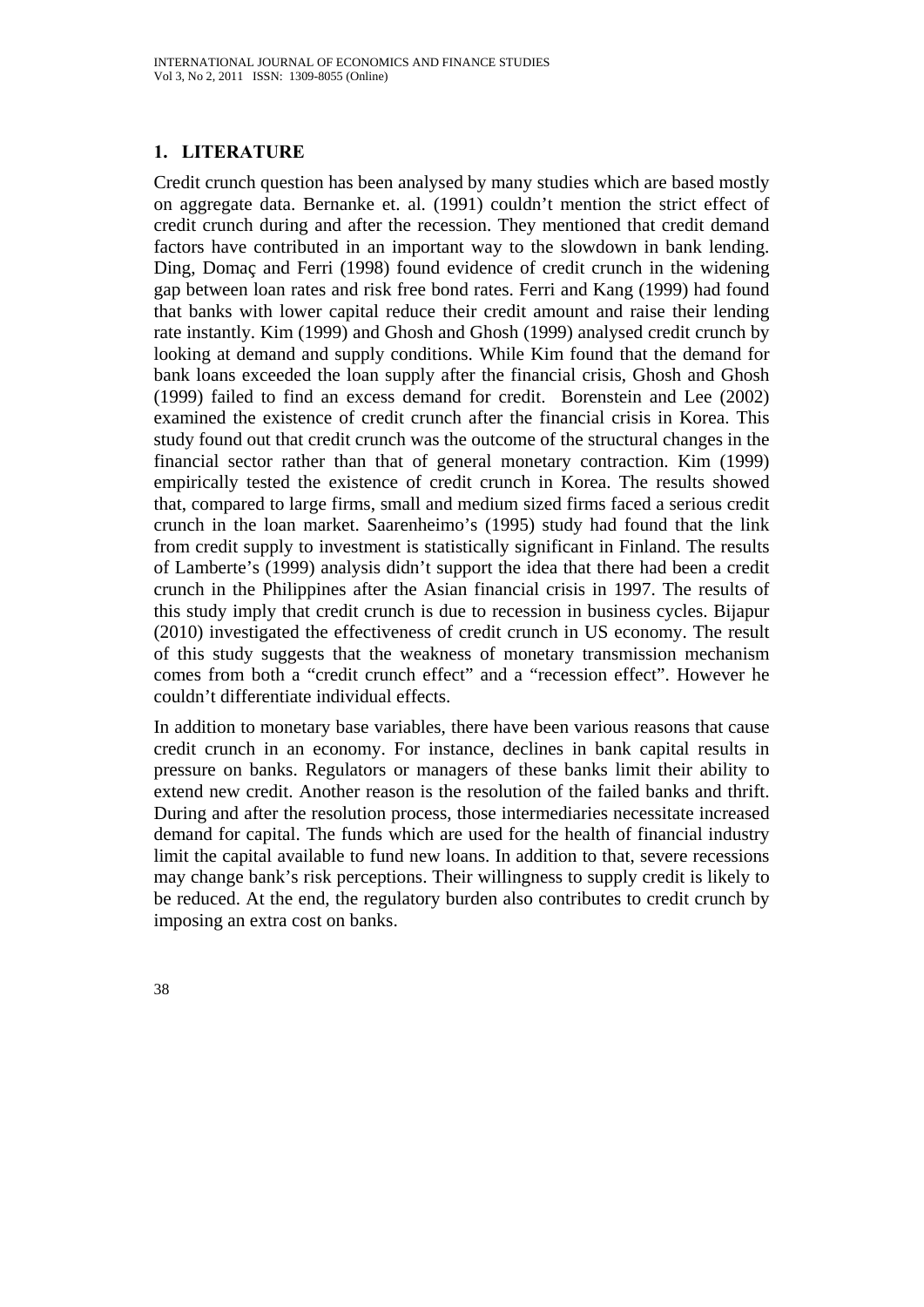## 1. LITERATURE

Credit crunch question has been analysed by many studies which are based mostly on aggregate data. Bernanke et. al. (1991) couldn't mention the strict effect of credit crunch during and after the recession. They mentioned that credit demand factors have contributed in an important way to the slowdown in bank lending. Ding, Domaç and Ferri (1998) found evidence of credit crunch in the widening gap between loan rates and risk free bond rates. Ferri and Kang (1999) had found that banks with lower capital reduce their credit amount and raise their lending rate instantly. Kim (1999) and Ghosh and Ghosh (1999) analysed credit crunch by looking at demand and supply conditions. While Kim found that the demand for bank loans exceeded the loan supply after the financial crisis, Ghosh and Ghosh (1999) failed to find an excess demand for credit. Borenstein and Lee (2002) examined the existence of credit crunch after the financial crisis in Korea. This study found out that credit crunch was the outcome of the structural changes in the financial sector rather than that of general monetary contraction. Kim (1999) empirically tested the existence of credit crunch in Korea. The results showed that, compared to large firms, small and medium sized firms faced a serious credit crunch in the loan market. Saarenheimo's (1995) study had found that the link from credit supply to investment is statistically significant in Finland. The results of Lamberte's (1999) analysis didn't support the idea that there had been a credit crunch in the Philippines after the Asian financial crisis in 1997. The results of this study imply that credit crunch is due to recession in business cycles. Bijapur (2010) investigated the effectiveness of credit crunch in US economy. The result of this study suggests that the weakness of monetary transmission mechanism comes from both a "credit crunch effect" and a "recession effect". However he couldn't differentiate individual effects.

In addition to monetary base variables, there have been various reasons that cause credit crunch in an economy. For instance, declines in bank capital results in pressure on banks. Regulators or managers of these banks limit their ability to extend new credit. Another reason is the resolution of the failed banks and thrift. During and after the resolution process, those intermediaries necessitate increased demand for capital. The funds which are used for the health of financial industry limit the capital available to fund new loans. In addition to that, severe recessions may change bank's risk perceptions. Their willingness to supply credit is likely to be reduced. At the end, the regulatory burden also contributes to credit crunch by imposing an extra cost on banks.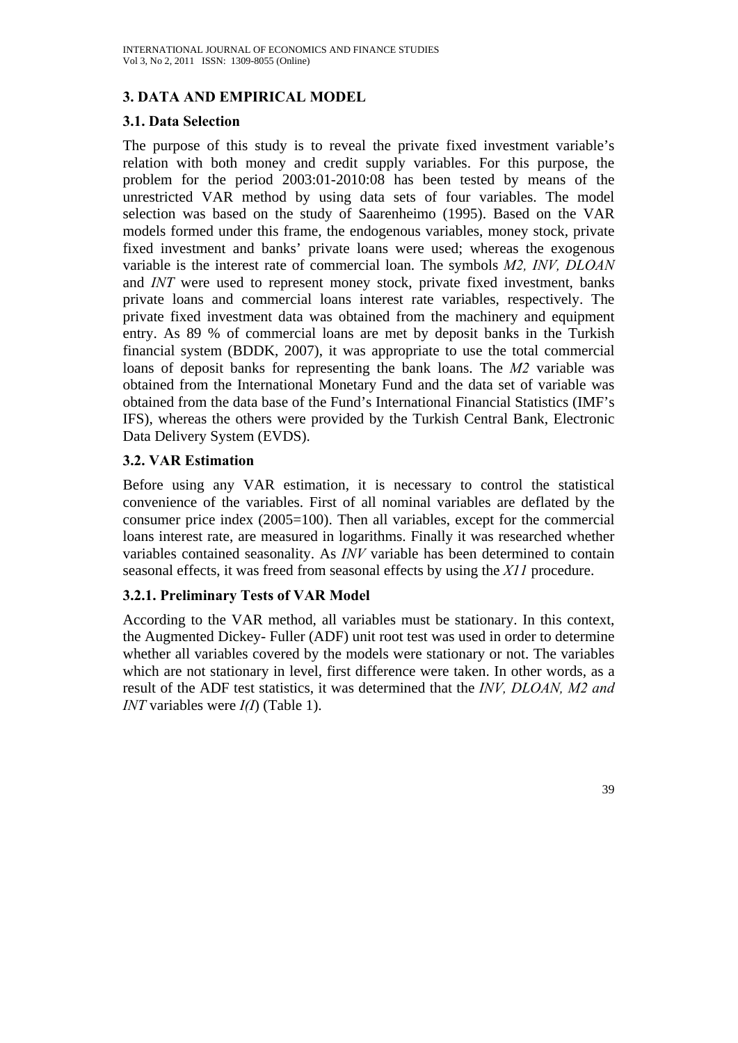## 3. DATA AND EMPIRICAL MODEL

### 3.1. Data Selection

The purpose of this study is to reveal the private fixed investment variable's relation with both money and credit supply variables. For this purpose, the problem for the period 2003:01-2010:08 has been tested by means of the unrestricted VAR method by using data sets of four variables. The model selection was based on the study of Saarenheimo (1995). Based on the VAR models formed under this frame, the endogenous variables, money stock, private fixed investment and banks' private loans were used; whereas the exogenous variable is the interest rate of commercial loan. The symbols *M2, INV, DLOAN* and *INT* were used to represent money stock, private fixed investment, banks private loans and commercial loans interest rate variables, respectively. The private fixed investment data was obtained from the machinery and equipment entry. As 89 % of commercial loans are met by deposit banks in the Turkish financial system (BDDK, 2007), it was appropriate to use the total commercial loans of deposit banks for representing the bank loans. The *M2* variable was obtained from the International Monetary Fund and the data set of variable was obtained from the data base of the Fund's International Financial Statistics (IMF's IFS), whereas the others were provided by the Turkish Central Bank, Electronic Data Delivery System (EVDS).

### 3.2. VAR Estimation

Before using any VAR estimation, it is necessary to control the statistical convenience of the variables. First of all nominal variables are deflated by the consumer price index (2005=100). Then all variables, except for the commercial loans interest rate, are measured in logarithms. Finally it was researched whether variables contained seasonality. As *INV* variable has been determined to contain seasonal effects, it was freed from seasonal effects by using the *X11* procedure.

#### 3.2.1. Preliminary Tests of VAR Model

According to the VAR method, all variables must be stationary. In this context, the Augmented Dickey- Fuller (ADF) unit root test was used in order to determine whether all variables covered by the models were stationary or not. The variables which are not stationary in level, first difference were taken. In other words, as a result of the ADF test statistics, it was determined that the *INV, DLOAN, M2 and INT* variables were *I(I*) (Table 1).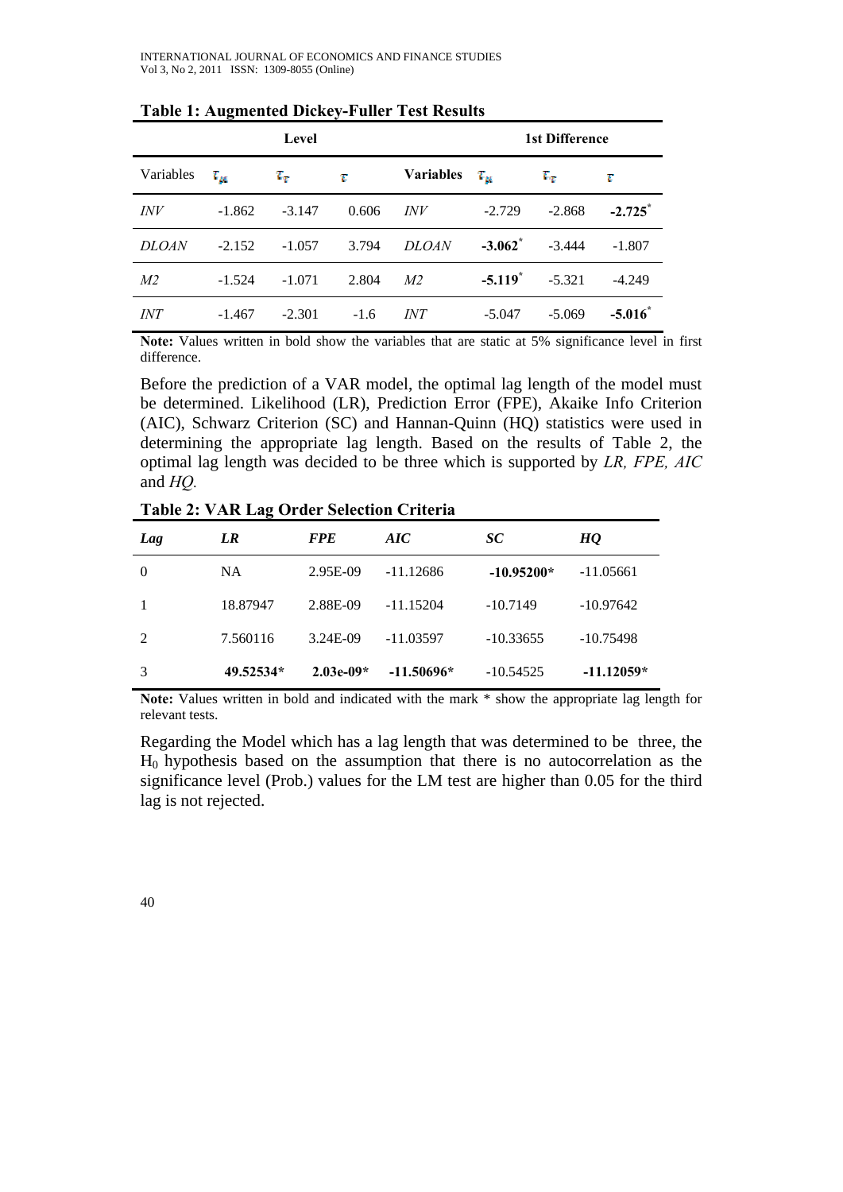**Table 1: Augmented Dickey-Fuller Test Results**

| Level | | | | 1st Difference | | | |
|---|---|---|---|---|---|---|---|
| Variables | $\tau_{\mu}$ | $\tau_{\tau}$ | $\tau$ | **Variables** | $\tau_{\mu}$ | $\tau_{\tau}$ | $\tau$ |
| *INV* | -1.862 | -3.147 | 0.606 | *INV* | -2.729 | -2.868 | **-2.725**$^{*}$ |
| *DLOAN* | -2.152 | -1.057 | 3.794 | *DLOAN* | **-3.062**$^{*}$ | -3.444 | -1.807 |
| *M2* | -1.524 | -1.071 | 2.804 | *M2* | **-5.119**$^{*}$ | -5.321 | -4.249 |
| *INT* | -1.467 | -2.301 | -1.6 | *INT* | -5.047 | -5.069 | **-5.016**$^{*}$ |

**Note:** Values written in bold show the variables that are static at 5% significance level in first difference.

Before the prediction of a VAR model, the optimal lag length of the model must be determined. Likelihood (LR), Prediction Error (FPE), Akaike Info Criterion (AIC), Schwarz Criterion (SC) and Hannan-Quinn (HQ) statistics were used in determining the appropriate lag length. Based on the results of Table 2, the optimal lag length was decided to be three which is supported by *LR, FPE, AIC* and *HQ.*

**Table 2: VAR Lag Order Selection Criteria**

| *Lag* | *LR* | *FPE* | *AIC* | *SC* | *HQ* |
|---|---|---|---|---|---|
| 0 | NA | 2.95E-09 | -11.12686 | **-10.95200*** | -11.05661 |
| 1 | 18.87947 | 2.88E-09 | -11.15204 | -10.7149 | -10.97642 |
| 2 | 7.560116 | 3.24E-09 | -11.03597 | -10.33655 | -10.75498 |
| 3 | **49.52534*** | **2.03e-09*** | **-11.50696*** | -10.54525 | **-11.12059*** |

**Note:** Values written in bold and indicated with the mark * show the appropriate lag length for relevant tests.

Regarding the Model which has a lag length that was determined to be three, the $H_0$ hypothesis based on the assumption that there is no autocorrelation as the significance level (Prob.) values for the LM test are higher than 0.05 for the third lag is not rejected.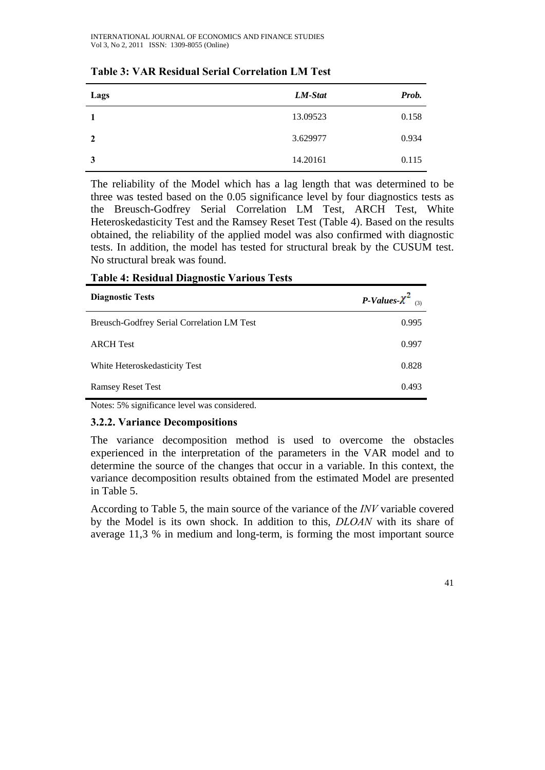**Table 3: VAR Residual Serial Correlation LM Test**

| Lags | *LM-Stat* | *Prob.* |
|---|---|---|
| **1** | 13.09523 | 0.158 |
| **2** | 3.629977 | 0.934 |
| **3** | 14.20161 | 0.115 |

The reliability of the Model which has a lag length that was determined to be three was tested based on the 0.05 significance level by four diagnostics tests as the Breusch-Godfrey Serial Correlation LM Test, ARCH Test, White Heteroskedasticity Test and the Ramsey Reset Test (Table 4). Based on the results obtained, the reliability of the applied model was also confirmed with diagnostic tests. In addition, the model has tested for structural break by the CUSUM test. No structural break was found.

**Table 4: Residual Diagnostic Various Tests**

| Diagnostic Tests | *P-Values*-$\chi^2_{(3)}$ |
|---|---|
| Breusch-Godfrey Serial Correlation LM Test | 0.995 |
| ARCH Test | 0.997 |
| White Heteroskedasticity Test | 0.828 |
| Ramsey Reset Test | 0.493 |

Notes: 5% significance level was considered.

### 3.2.2. Variance Decompositions

The variance decomposition method is used to overcome the obstacles experienced in the interpretation of the parameters in the VAR model and to determine the source of the changes that occur in a variable. In this context, the variance decomposition results obtained from the estimated Model are presented in Table 5.

According to Table 5, the main source of the variance of the *INV* variable covered by the Model is its own shock. In addition to this, *DLOAN* with its share of average 11,3 % in medium and long-term, is forming the most important source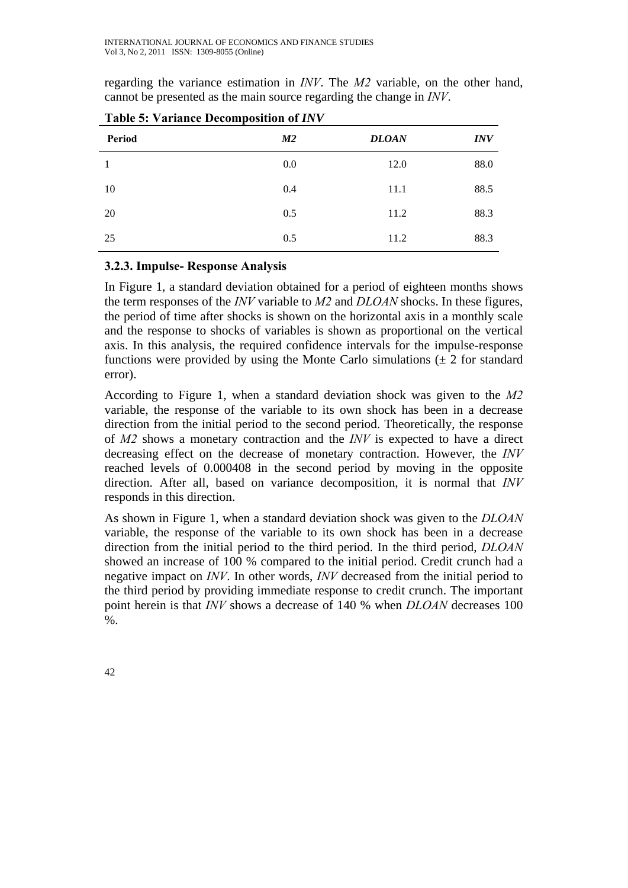regarding the variance estimation in *INV*. The *M2* variable, on the other hand, cannot be presented as the main source regarding the change in *INV*.

**Table 5: Variance Decomposition of *INV***

| Period | *M2* | *DLOAN* | *INV* |
|---|---|---|---|
| 1 | 0.0 | 12.0 | 88.0 |
| 10 | 0.4 | 11.1 | 88.5 |
| 20 | 0.5 | 11.2 | 88.3 |
| 25 | 0.5 | 11.2 | 88.3 |

### 3.2.3. Impulse- Response Analysis

In Figure 1, a standard deviation obtained for a period of eighteen months shows the term responses of the *INV* variable to *M2* and *DLOAN* shocks. In these figures, the period of time after shocks is shown on the horizontal axis in a monthly scale and the response to shocks of variables is shown as proportional on the vertical axis. In this analysis, the required confidence intervals for the impulse-response functions were provided by using the Monte Carlo simulations (± 2 for standard error).

According to Figure 1, when a standard deviation shock was given to the *M2* variable, the response of the variable to its own shock has been in a decrease direction from the initial period to the second period. Theoretically, the response of *M2* shows a monetary contraction and the *INV* is expected to have a direct decreasing effect on the decrease of monetary contraction. However, the *INV* reached levels of 0.000408 in the second period by moving in the opposite direction. After all, based on variance decomposition, it is normal that *INV* responds in this direction.

As shown in Figure 1, when a standard deviation shock was given to the *DLOAN* variable, the response of the variable to its own shock has been in a decrease direction from the initial period to the third period. In the third period, *DLOAN* showed an increase of 100 % compared to the initial period. Credit crunch had a negative impact on *INV*. In other words, *INV* decreased from the initial period to the third period by providing immediate response to credit crunch. The important point herein is that *INV* shows a decrease of 140 % when *DLOAN* decreases 100 %.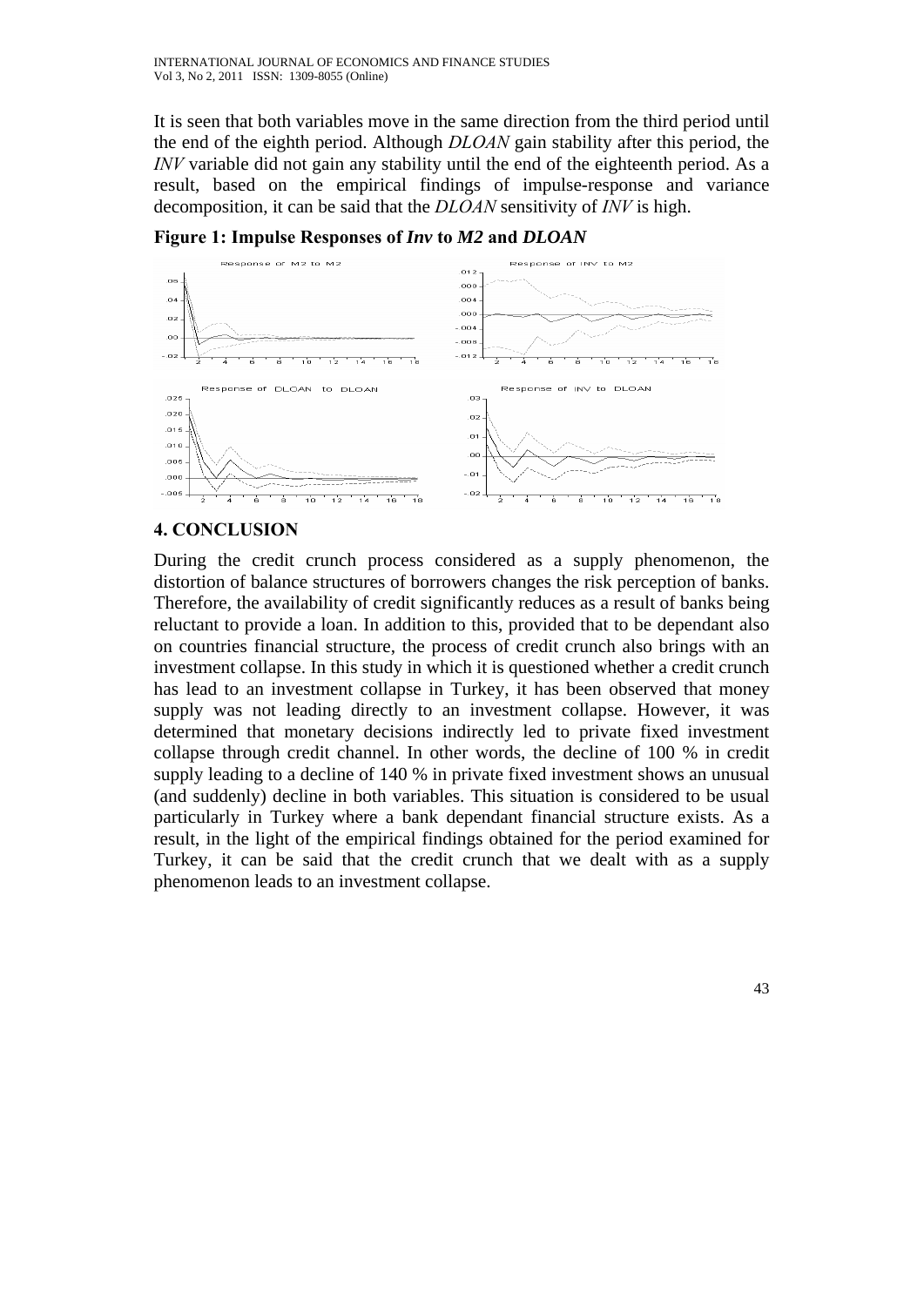It is seen that both variables move in the same direction from the third period until the end of the eighth period. Although *DLOAN* gain stability after this period, the *INV* variable did not gain any stability until the end of the eighteenth period. As a result, based on the empirical findings of impulse-response and variance decomposition, it can be said that the *DLOAN* sensitivity of *INV* is high.

**Figure 1: Impulse Responses of *Inv* to *M2* and *DLOAN***

## 4. CONCLUSION

During the credit crunch process considered as a supply phenomenon, the distortion of balance structures of borrowers changes the risk perception of banks. Therefore, the availability of credit significantly reduces as a result of banks being reluctant to provide a loan. In addition to this, provided that to be dependant also on countries financial structure, the process of credit crunch also brings with an investment collapse. In this study in which it is questioned whether a credit crunch has lead to an investment collapse in Turkey, it has been observed that money supply was not leading directly to an investment collapse. However, it was determined that monetary decisions indirectly led to private fixed investment collapse through credit channel. In other words, the decline of 100 % in credit supply leading to a decline of 140 % in private fixed investment shows an unusual (and suddenly) decline in both variables. This situation is considered to be usual particularly in Turkey where a bank dependant financial structure exists. As a result, in the light of the empirical findings obtained for the period examined for Turkey, it can be said that the credit crunch that we dealt with as a supply phenomenon leads to an investment collapse.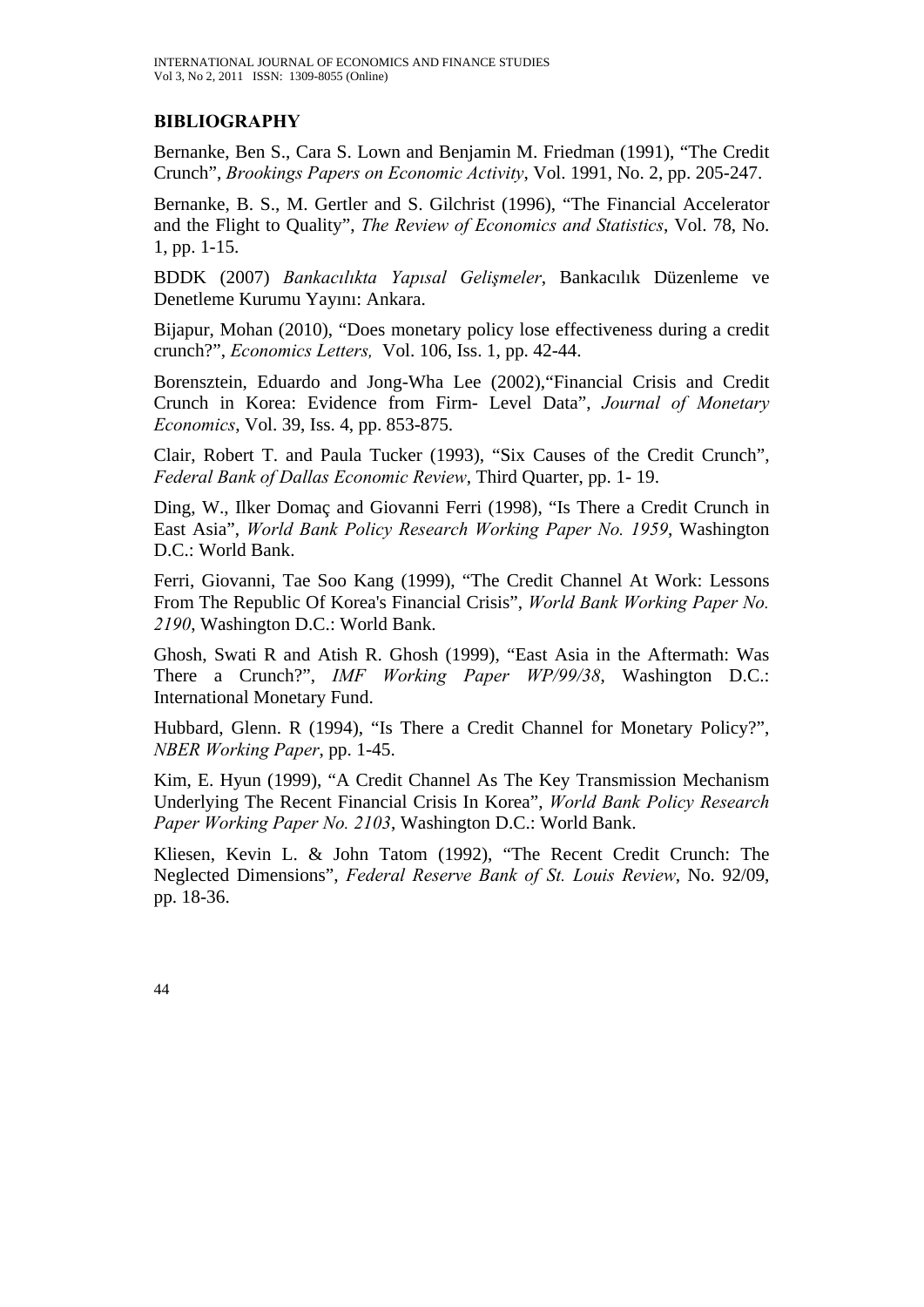## BIBLIOGRAPHY

Bernanke, Ben S., Cara S. Lown and Benjamin M. Friedman (1991), "The Credit Crunch", *Brookings Papers on Economic Activity*, Vol. 1991, No. 2, pp. 205-247.

Bernanke, B. S., M. Gertler and S. Gilchrist (1996), "The Financial Accelerator and the Flight to Quality", *The Review of Economics and Statistics*, Vol. 78, No. 1, pp. 1-15.

BDDK (2007) *Bankacılıkta Yapısal Gelişmeler*, Bankacılık Düzenleme ve Denetleme Kurumu Yayını: Ankara.

Bijapur, Mohan (2010), "Does monetary policy lose effectiveness during a credit crunch?", *Economics Letters,* Vol. 106, Iss. 1, pp. 42-44.

Borensztein, Eduardo and Jong-Wha Lee (2002),"Financial Crisis and Credit Crunch in Korea: Evidence from Firm- Level Data", *Journal of Monetary Economics*, Vol. 39, Iss. 4, pp. 853-875.

Clair, Robert T. and Paula Tucker (1993), "Six Causes of the Credit Crunch", *Federal Bank of Dallas Economic Review*, Third Quarter, pp. 1- 19.

Ding, W., Ilker Domaç and Giovanni Ferri (1998), "Is There a Credit Crunch in East Asia", *World Bank Policy Research Working Paper No. 1959*, Washington D.C.: World Bank.

Ferri, Giovanni, Tae Soo Kang (1999), "The Credit Channel At Work: Lessons From The Republic Of Korea's Financial Crisis", *World Bank Working Paper No. 2190*, Washington D.C.: World Bank.

Ghosh, Swati R and Atish R. Ghosh (1999), "East Asia in the Aftermath: Was There a Crunch?", *IMF Working Paper WP/99/38*, Washington D.C.: International Monetary Fund.

Hubbard, Glenn. R (1994), "Is There a Credit Channel for Monetary Policy?", *NBER Working Paper*, pp. 1-45.

Kim, E. Hyun (1999), "A Credit Channel As The Key Transmission Mechanism Underlying The Recent Financial Crisis In Korea", *World Bank Policy Research Paper Working Paper No. 2103*, Washington D.C.: World Bank.

Kliesen, Kevin L. & John Tatom (1992), "The Recent Credit Crunch: The Neglected Dimensions", *Federal Reserve Bank of St. Louis Review*, No. 92/09, pp. 18-36.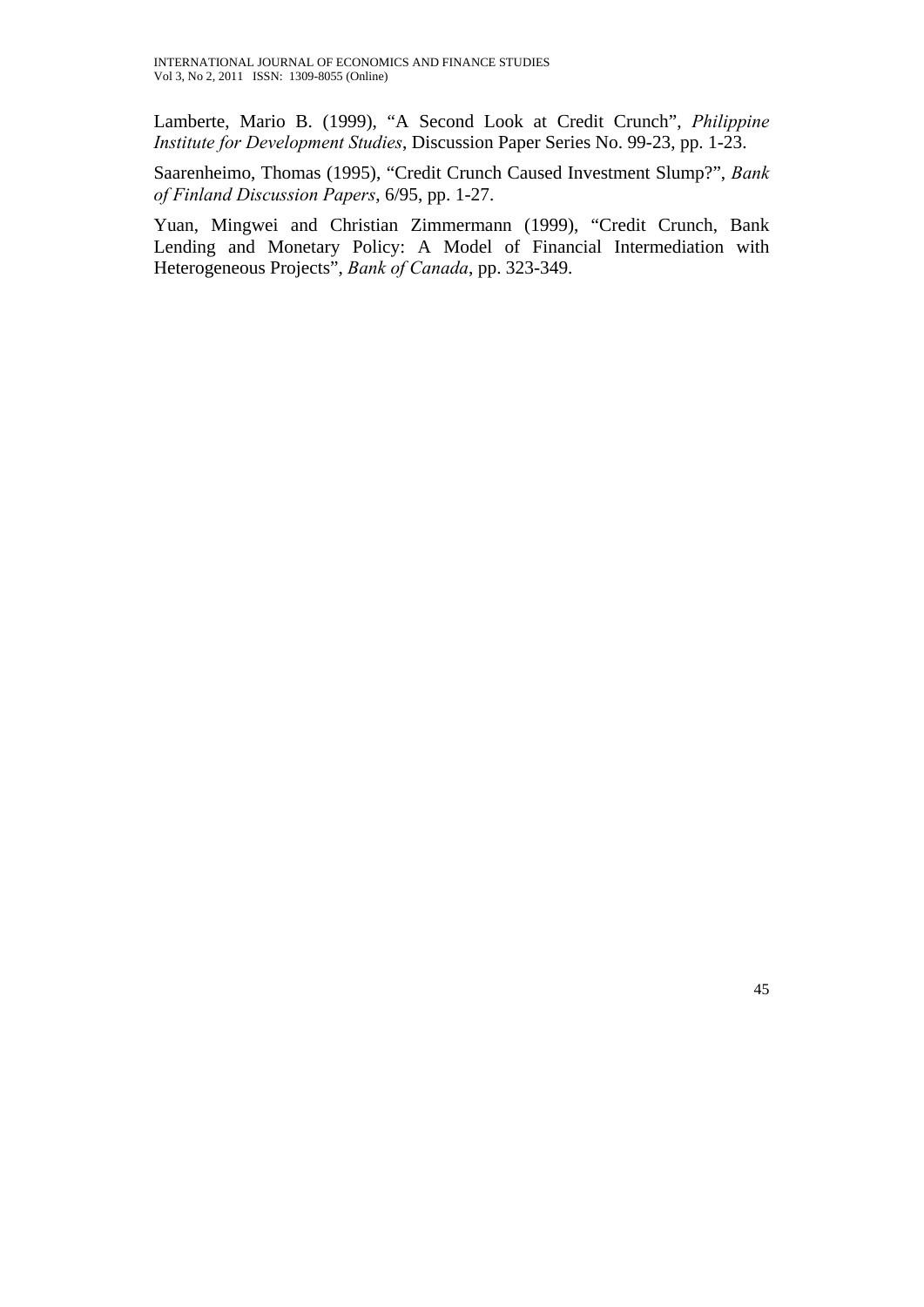Lamberte, Mario B. (1999), "A Second Look at Credit Crunch", *Philippine Institute for Development Studies*, Discussion Paper Series No. 99-23, pp. 1-23.

Saarenheimo, Thomas (1995), "Credit Crunch Caused Investment Slump?", *Bank of Finland Discussion Papers*, 6/95, pp. 1-27.

Yuan, Mingwei and Christian Zimmermann (1999), "Credit Crunch, Bank Lending and Monetary Policy: A Model of Financial Intermediation with Heterogeneous Projects", *Bank of Canada*, pp. 323-349.